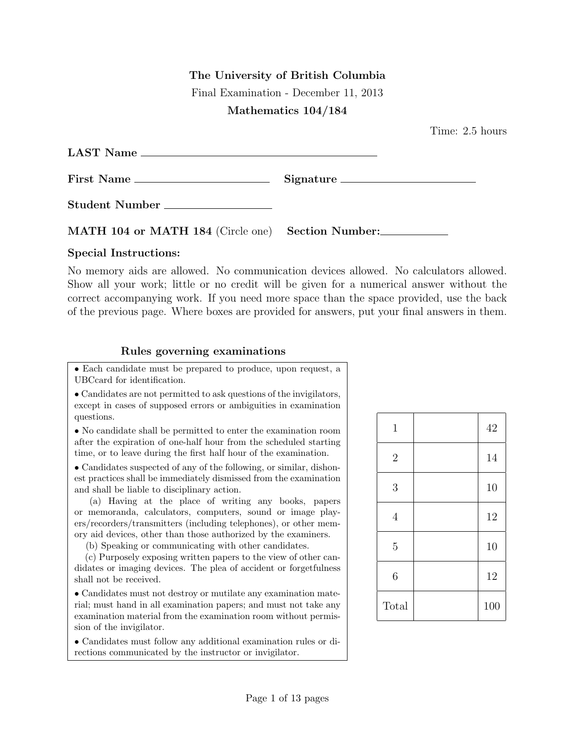**The University of British Columbia**

Final Examination - December 11, 2013

**Mathematics 104/184**

Time: 2.5 hours

**LAST Name** ______________________________

**First Name** ____________________ **Signature** ____________________

**Student Number** ________________

**MATH 104 or MATH 184** (Circle one) **Section Number:** __________

**Special Instructions:**

No memory aids are allowed. No communication devices allowed. No calculators allowed. Show all your work; little or no credit will be given for a numerical answer without the correct accompanying work. If you need more space than the space provided, use the back of the previous page. Where boxes are provided for answers, put your final answers in them.

**Rules governing examinations**

- Each candidate must be prepared to produce, upon request, a UBCcard for identification.
- Candidates are not permitted to ask questions of the invigilators, except in cases of supposed errors or ambiguities in examination questions.
- No candidate shall be permitted to enter the examination room after the expiration of one-half hour from the scheduled starting time, or to leave during the first half hour of the examination.
- Candidates suspected of any of the following, or similar, dishonest practices shall be immediately dismissed from the examination and shall be liable to disciplinary action.

  (a) Having at the place of writing any books, papers or memoranda, calculators, computers, sound or image players/recorders/transmitters (including telephones), or other memory aid devices, other than those authorized by the examiners.

  (b) Speaking or communicating with other candidates.

  (c) Purposely exposing written papers to the view of other candidates or imaging devices. The plea of accident or forgetfulness shall not be received.
- Candidates must not destroy or mutilate any examination material; must hand in all examination papers; and must not take any examination material from the examination room without permission of the invigilator.
- Candidates must follow any additional examination rules or directions communicated by the instructor or invigilator.

| | | |
|---|---|---|
| 1 | | 42 |
| 2 | | 14 |
| 3 | | 10 |
| 4 | | 12 |
| 5 | | 10 |
| 6 | | 12 |
| Total | | 100 |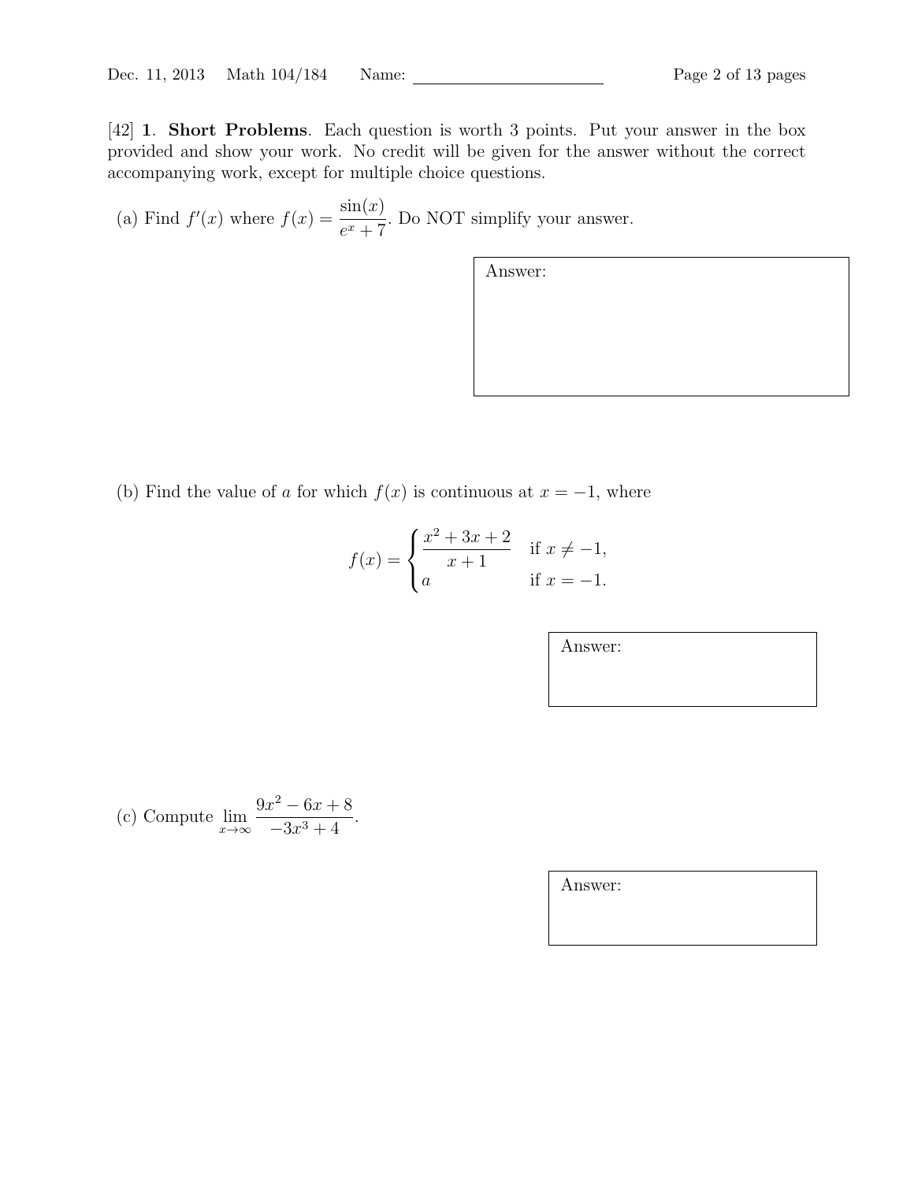[42] **1. Short Problems**. Each question is worth 3 points. Put your answer in the box provided and show your work. No credit will be given for the answer without the correct accompanying work, except for multiple choice questions.

(a) Find $f'(x)$ where $f(x) = \dfrac{\sin(x)}{e^x + 7}$. Do NOT simplify your answer.

Answer:

(b) Find the value of $a$ for which $f(x)$ is continuous at $x = -1$, where

$$f(x) = \begin{cases} \dfrac{x^2 + 3x + 2}{x + 1} & \text{if } x \neq -1, \\ a & \text{if } x = -1. \end{cases}$$

Answer:

(c) Compute $\displaystyle\lim_{x \to \infty} \frac{9x^2 - 6x + 8}{-3x^3 + 4}$.

Answer: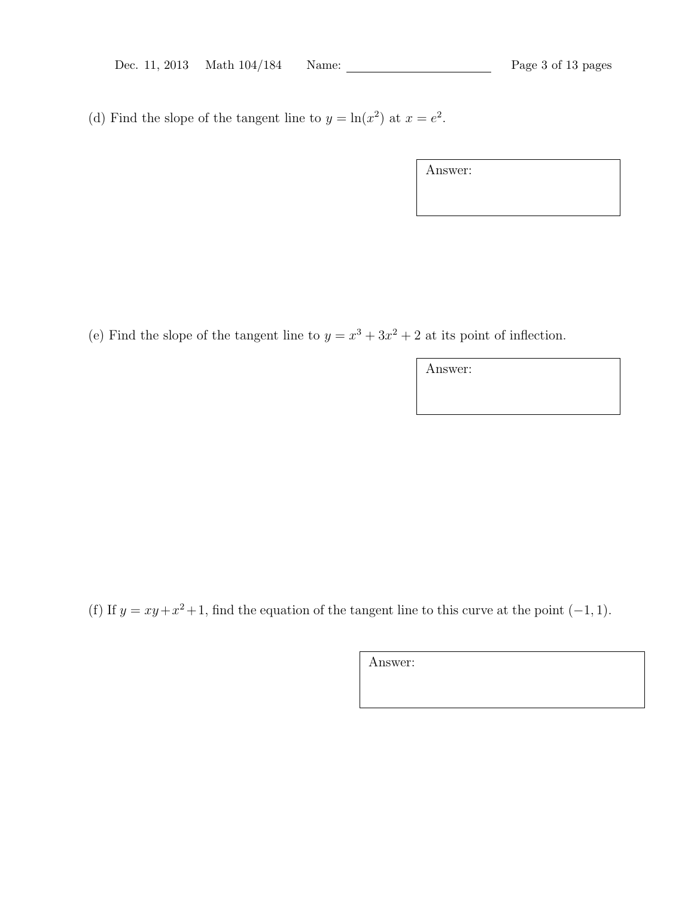(d) Find the slope of the tangent line to $y = \ln(x^2)$ at $x = e^2$.

Answer:

(e) Find the slope of the tangent line to $y = x^3 + 3x^2 + 2$ at its point of inflection.

Answer:

(f) If $y = xy + x^2 + 1$, find the equation of the tangent line to this curve at the point $(-1, 1)$.

Answer: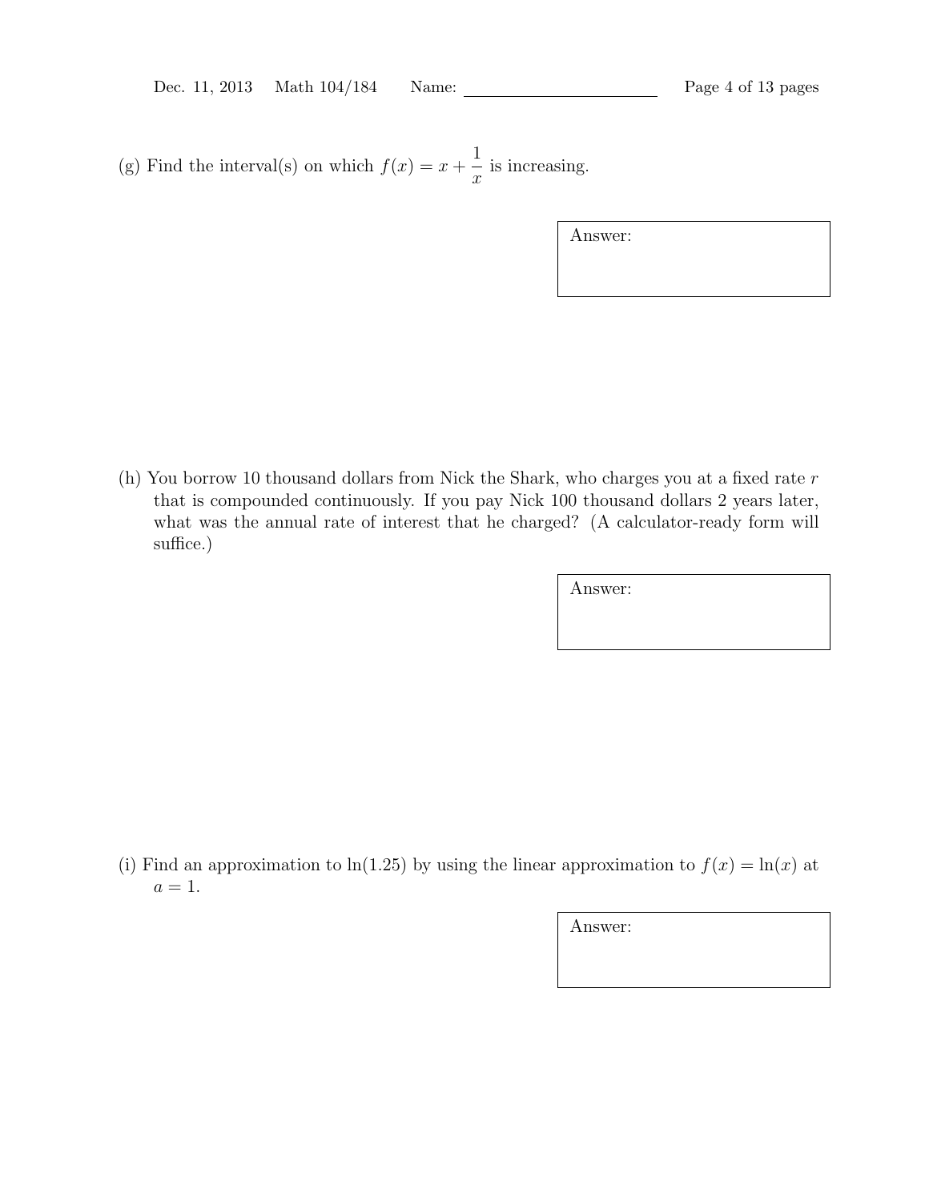(g) Find the interval(s) on which $f(x) = x + \dfrac{1}{x}$ is increasing.

Answer:

(h) You borrow 10 thousand dollars from Nick the Shark, who charges you at a fixed rate $r$ that is compounded continuously. If you pay Nick 100 thousand dollars 2 years later, what was the annual rate of interest that he charged? (A calculator-ready form will suffice.)

Answer:

(i) Find an approximation to $\ln(1.25)$ by using the linear approximation to $f(x) = \ln(x)$ at $a = 1$.

Answer: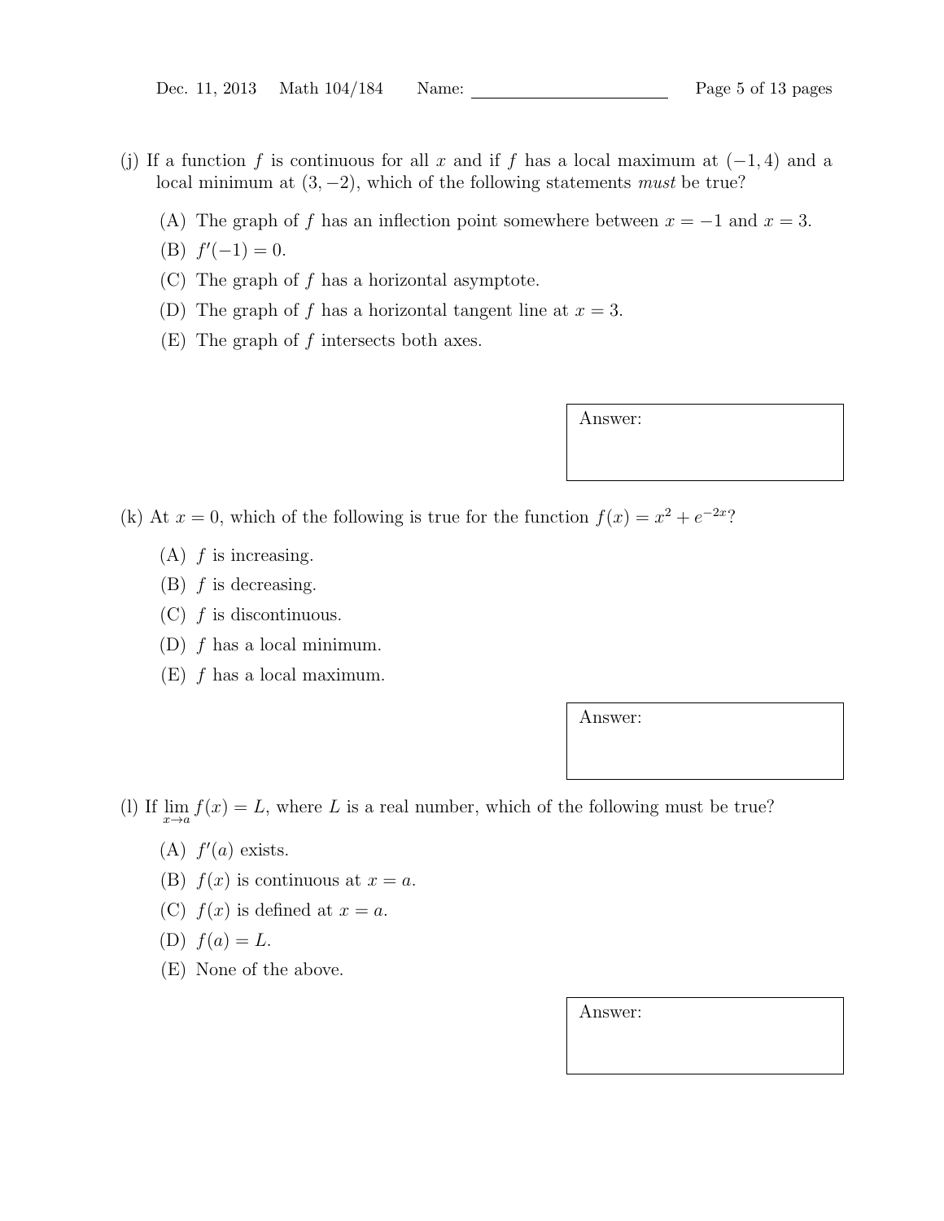(j) If a function $f$ is continuous for all $x$ and if $f$ has a local maximum at $(-1, 4)$ and a local minimum at $(3, -2)$, which of the following statements *must* be true?

(A) The graph of $f$ has an inflection point somewhere between $x = -1$ and $x = 3$.

(B) $f'(-1) = 0$.

(C) The graph of $f$ has a horizontal asymptote.

(D) The graph of $f$ has a horizontal tangent line at $x = 3$.

(E) The graph of $f$ intersects both axes.

Answer:

(k) At $x = 0$, which of the following is true for the function $f(x) = x^2 + e^{-2x}$?

(A) $f$ is increasing.

(B) $f$ is decreasing.

(C) $f$ is discontinuous.

(D) $f$ has a local minimum.

(E) $f$ has a local maximum.

Answer:

(l) If $\lim_{x \to a} f(x) = L$, where $L$ is a real number, which of the following must be true?

(A) $f'(a)$ exists.

(B) $f(x)$ is continuous at $x = a$.

(C) $f(x)$ is defined at $x = a$.

(D) $f(a) = L$.

(E) None of the above.

Answer: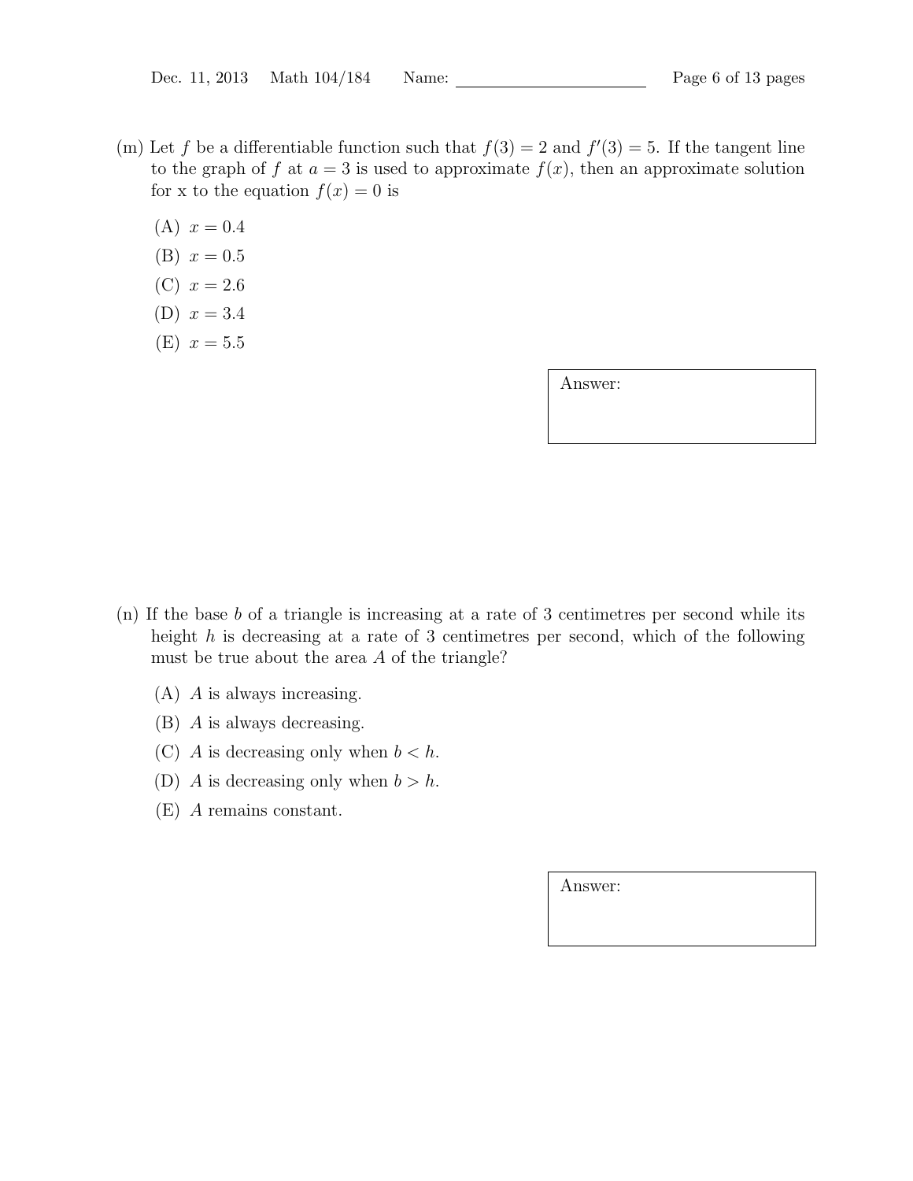(m) Let $f$ be a differentiable function such that $f(3) = 2$ and $f'(3) = 5$. If the tangent line to the graph of $f$ at $a = 3$ is used to approximate $f(x)$, then an approximate solution for x to the equation $f(x) = 0$ is

(A) $x = 0.4$

(B) $x = 0.5$

(C) $x = 2.6$

(D) $x = 3.4$

(E) $x = 5.5$

Answer:

(n) If the base $b$ of a triangle is increasing at a rate of 3 centimetres per second while its height $h$ is decreasing at a rate of 3 centimetres per second, which of the following must be true about the area $A$ of the triangle?

(A) $A$ is always increasing.

(B) $A$ is always decreasing.

(C) $A$ is decreasing only when $b < h$.

(D) $A$ is decreasing only when $b > h$.

(E) $A$ remains constant.

Answer: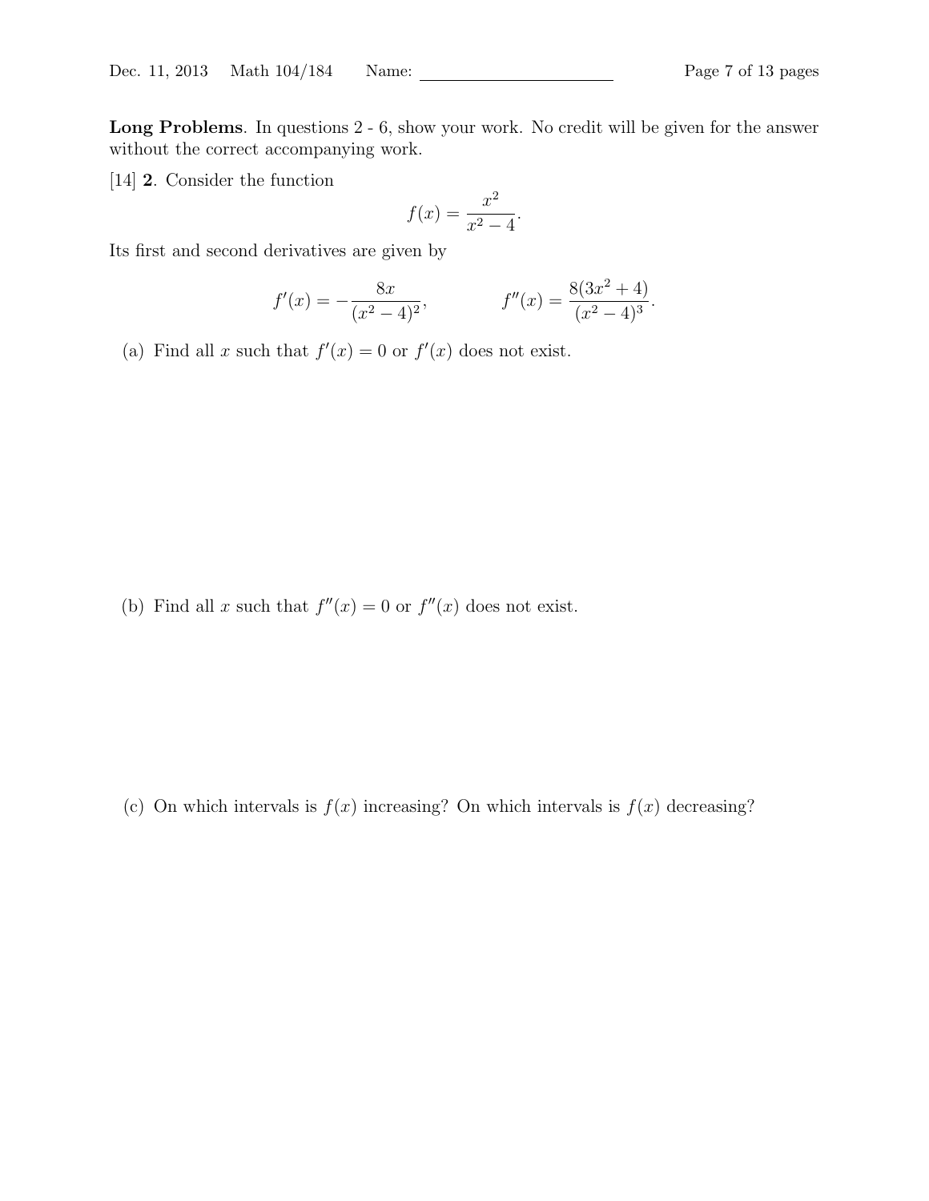**Long Problems**. In questions 2 - 6, show your work. No credit will be given for the answer without the correct accompanying work.

[14] **2**. Consider the function

$$f(x) = \frac{x^2}{x^2 - 4}.$$

Its first and second derivatives are given by

$$f'(x) = -\frac{8x}{(x^2 - 4)^2}, \qquad\qquad f''(x) = \frac{8(3x^2 + 4)}{(x^2 - 4)^3}.$$

(a) Find all $x$ such that $f'(x) = 0$ or $f'(x)$ does not exist.

(b) Find all $x$ such that $f''(x) = 0$ or $f''(x)$ does not exist.

(c) On which intervals is $f(x)$ increasing? On which intervals is $f(x)$ decreasing?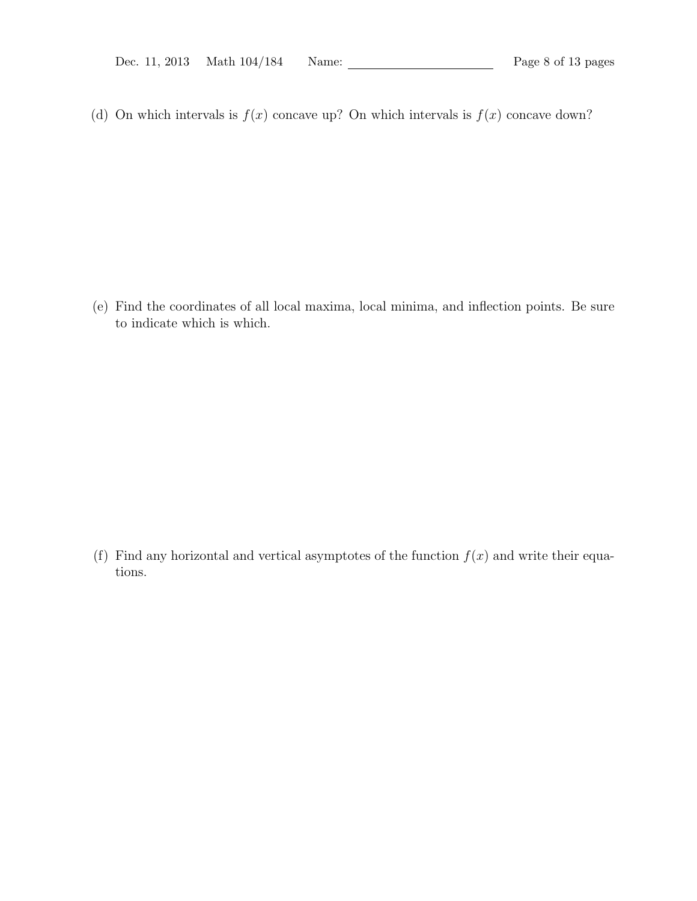(d) On which intervals is $f(x)$ concave up? On which intervals is $f(x)$ concave down?

(e) Find the coordinates of all local maxima, local minima, and inflection points. Be sure to indicate which is which.

(f) Find any horizontal and vertical asymptotes of the function $f(x)$ and write their equations.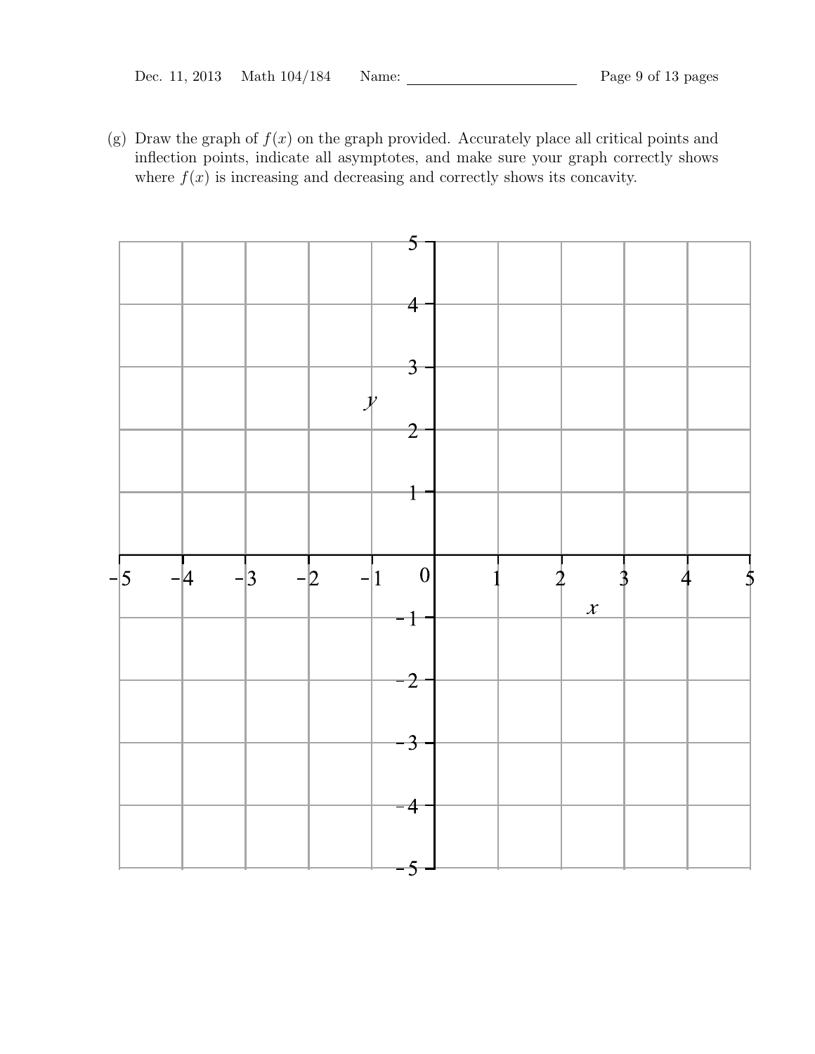(g) Draw the graph of $f(x)$ on the graph provided. Accurately place all critical points and inflection points, indicate all asymptotes, and make sure your graph correctly shows where $f(x)$ is increasing and decreasing and correctly shows its concavity.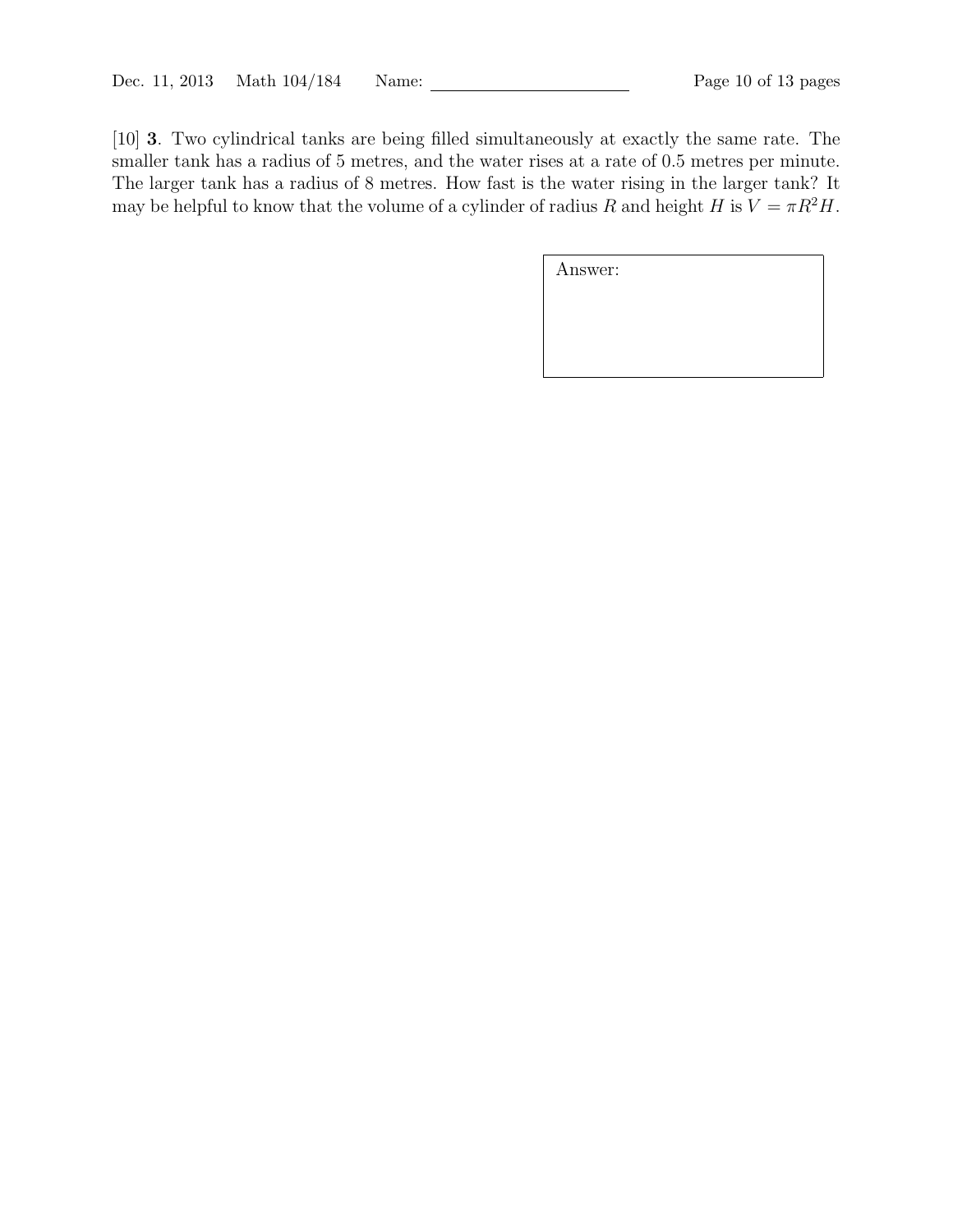[10] **3**. Two cylindrical tanks are being filled simultaneously at exactly the same rate. The smaller tank has a radius of 5 metres, and the water rises at a rate of 0.5 metres per minute. The larger tank has a radius of 8 metres. How fast is the water rising in the larger tank? It may be helpful to know that the volume of a cylinder of radius $R$ and height $H$ is $V = \pi R^2 H$.

Answer: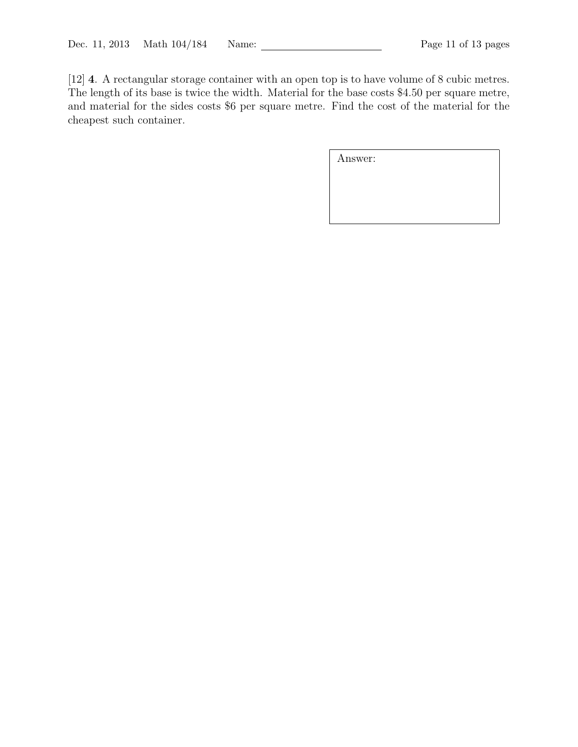[12] **4**. A rectangular storage container with an open top is to have volume of 8 cubic metres. The length of its base is twice the width. Material for the base costs $4.50 per square metre, and material for the sides costs $6 per square metre. Find the cost of the material for the cheapest such container.

Answer: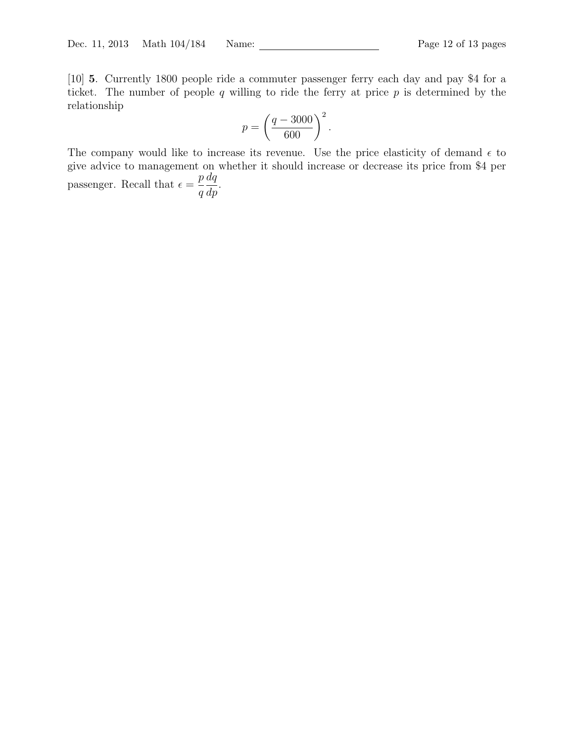[10] **5**. Currently 1800 people ride a commuter passenger ferry each day and pay \$4 for a ticket. The number of people $q$ willing to ride the ferry at price $p$ is determined by the relationship

$$p = \left(\frac{q - 3000}{600}\right)^2.$$

The company would like to increase its revenue. Use the price elasticity of demand $\epsilon$ to give advice to management on whether it should increase or decrease its price from \$4 per passenger. Recall that $\epsilon = \dfrac{p}{q}\dfrac{dq}{dp}$.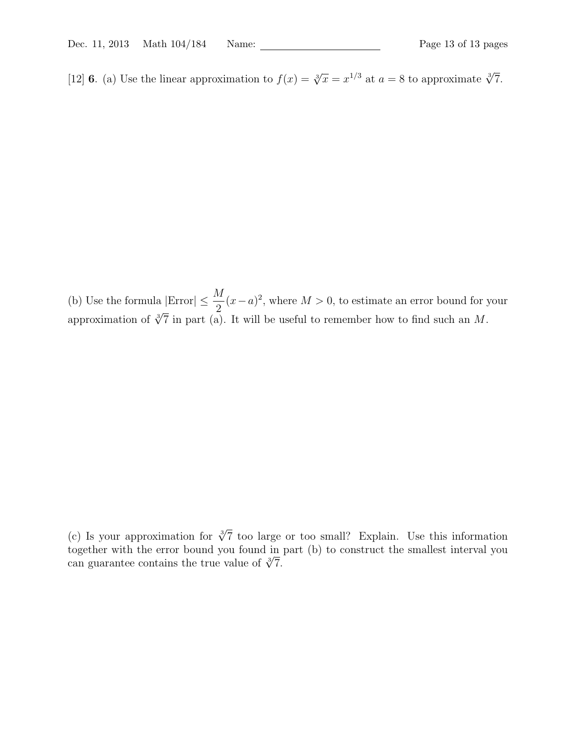[12] **6**. (a) Use the linear approximation to $f(x) = \sqrt[3]{x} = x^{1/3}$ at $a = 8$ to approximate $\sqrt[3]{7}$.

(b) Use the formula $|\text{Error}| \leq \frac{M}{2}(x-a)^2$, where $M > 0$, to estimate an error bound for your approximation of $\sqrt[3]{7}$ in part (a). It will be useful to remember how to find such an $M$.

(c) Is your approximation for $\sqrt[3]{7}$ too large or too small? Explain. Use this information together with the error bound you found in part (b) to construct the smallest interval you can guarantee contains the true value of $\sqrt[3]{7}$.